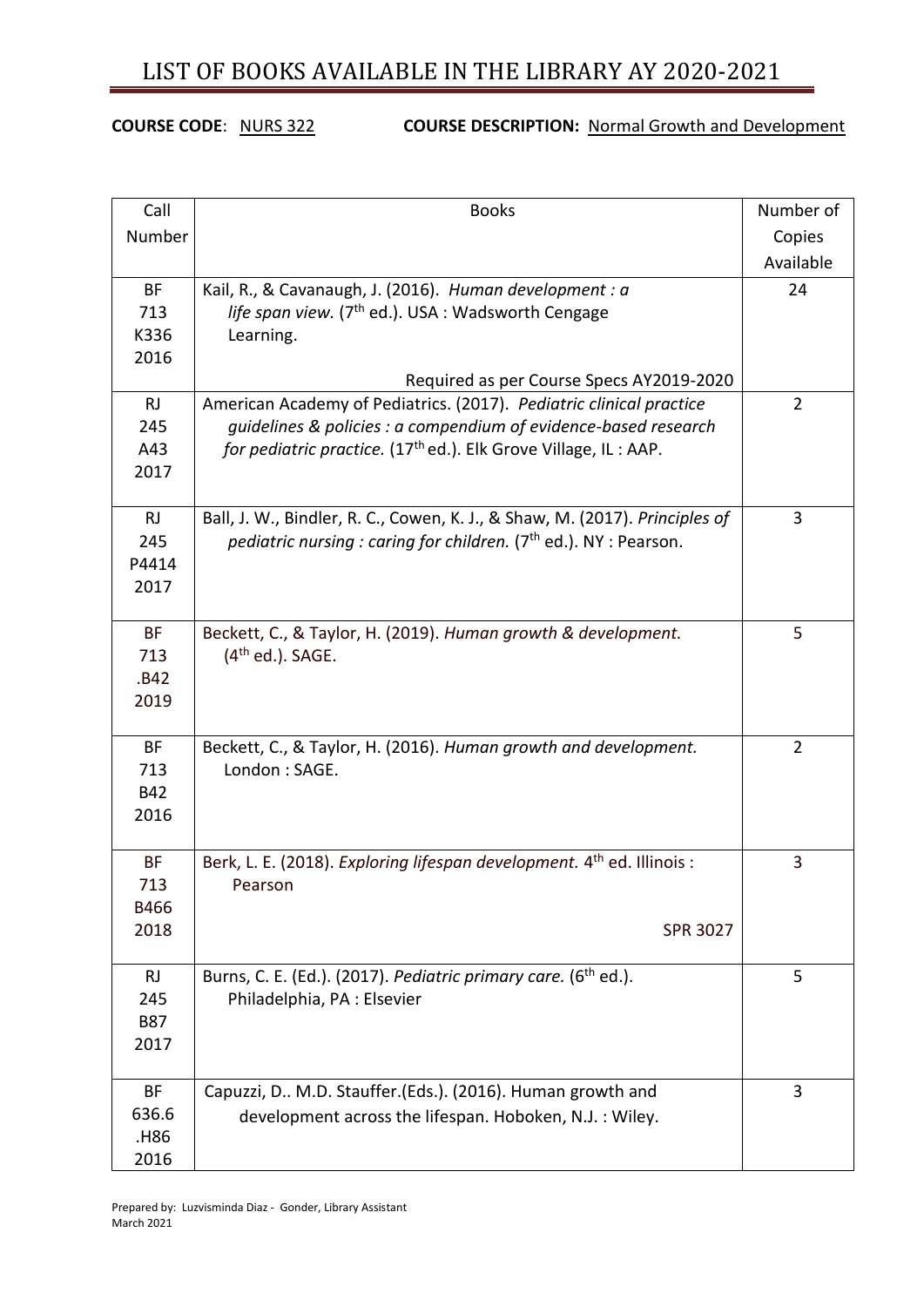# LIST OF BOOKS AVAILABLE IN THE LIBRARY AY 2020-2021

**COURSE CODE**: NURS 322 **COURSE DESCRIPTION:** Normal Growth and Development

| Call Number | Books | Number of Copies Available |
|---|---|---|
| BF 713 K336 2016 | Kail, R., & Cavanaugh, J. (2016). *Human development : a life span view.* (7th ed.). USA : Wadsworth Cengage Learning. Required as per Course Specs AY2019-2020 | 24 |
| RJ 245 A43 2017 | American Academy of Pediatrics. (2017). *Pediatric clinical practice guidelines & policies : a compendium of evidence-based research for pediatric practice.* (17th ed.). Elk Grove Village, IL : AAP. | 2 |
| RJ 245 P4414 2017 | Ball, J. W., Bindler, R. C., Cowen, K. J., & Shaw, M. (2017). *Principles of pediatric nursing : caring for children.* (7th ed.). NY : Pearson. | 3 |
| BF 713 .B42 2019 | Beckett, C., & Taylor, H. (2019). *Human growth & development.* (4th ed.). SAGE. | 5 |
| BF 713 B42 2016 | Beckett, C., & Taylor, H. (2016). *Human growth and development.* London : SAGE. | 2 |
| BF 713 B466 2018 | Berk, L. E. (2018). *Exploring lifespan development.* 4th ed. Illinois : Pearson SPR 3027 | 3 |
| RJ 245 B87 2017 | Burns, C. E. (Ed.). (2017). *Pediatric primary care.* (6th ed.). Philadelphia, PA : Elsevier | 5 |
| BF 636.6 .H86 2016 | Capuzzi, D.. M.D. Stauffer.(Eds.). (2016). Human growth and development across the lifespan. Hoboken, N.J. : Wiley. | 3 |

Prepared by: Luzvisminda Diaz - Gonder, Library Assistant
March 2021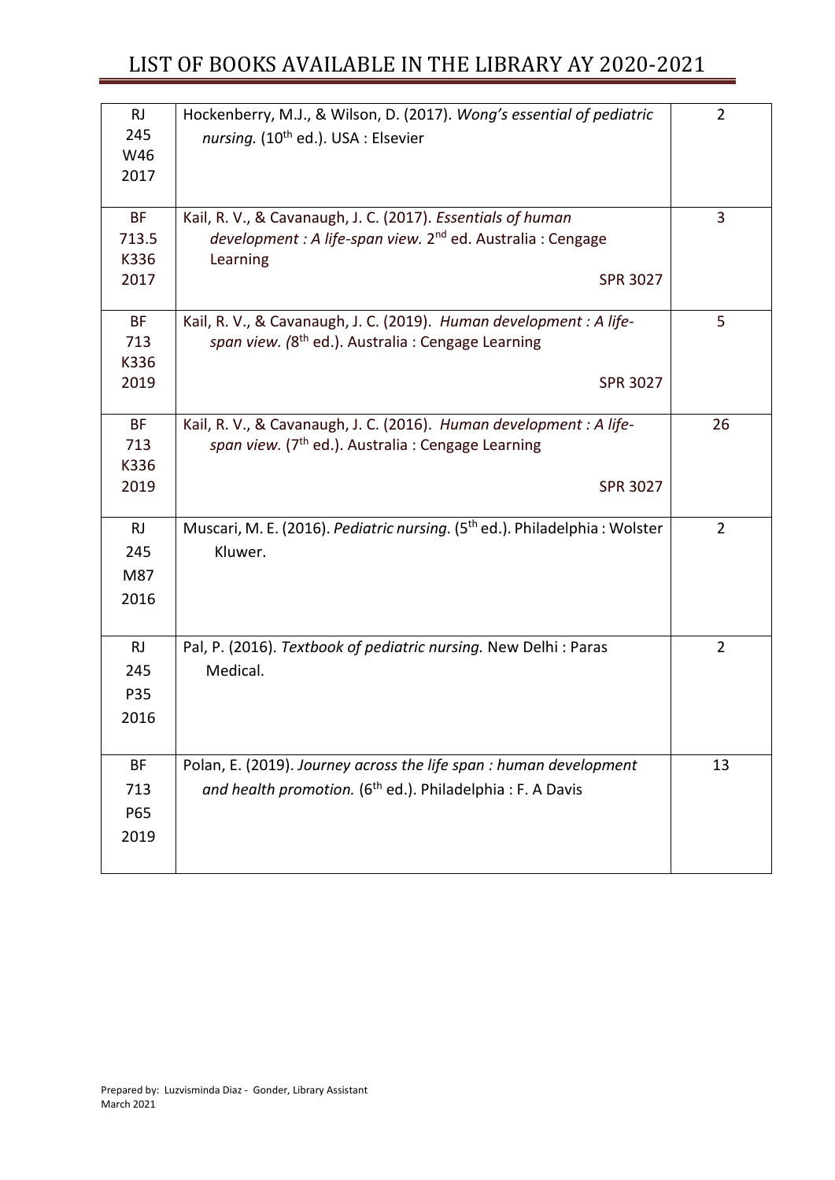| | | |
|---|---|---|
| RJ 245 W46 2017 | Hockenberry, M.J., & Wilson, D. (2017). *Wong's essential of pediatric nursing.* (10th ed.). USA : Elsevier | 2 |
| BF 713.5 K336 2017 | Kail, R. V., & Cavanaugh, J. C. (2017). *Essentials of human development : A life-span view.* 2nd ed. Australia : Cengage Learning SPR 3027 | 3 |
| BF 713 K336 2019 | Kail, R. V., & Cavanaugh, J. C. (2019). *Human development : A life-span view. (*8th ed.). Australia : Cengage Learning SPR 3027 | 5 |
| BF 713 K336 2019 | Kail, R. V., & Cavanaugh, J. C. (2016). *Human development : A life-span view.* (7th ed.). Australia : Cengage Learning SPR 3027 | 26 |
| RJ 245 M87 2016 | Muscari, M. E. (2016). *Pediatric nursing.* (5th ed.). Philadelphia : Wolster Kluwer. | 2 |
| RJ 245 P35 2016 | Pal, P. (2016). *Textbook of pediatric nursing.* New Delhi : Paras Medical. | 2 |
| BF 713 P65 2019 | Polan, E. (2019). *Journey across the life span : human development and health promotion.* (6th ed.). Philadelphia : F. A Davis | 13 |

Prepared by: Luzvisminda Diaz - Gonder, Library Assistant
March 2021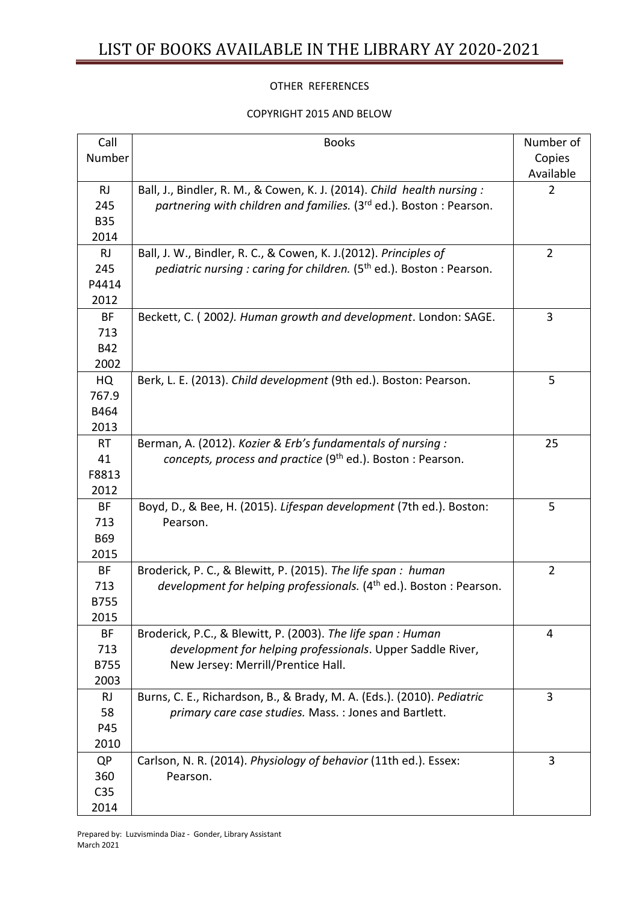# LIST OF BOOKS AVAILABLE IN THE LIBRARY AY 2020-2021

OTHER REFERENCES

COPYRIGHT 2015 AND BELOW

| Call Number | Books | Number of Copies Available |
|---|---|---|
| RJ 245 B35 2014 | Ball, J., Bindler, R. M., & Cowen, K. J. (2014). *Child health nursing : partnering with children and families.* (3rd ed.). Boston : Pearson. | 2 |
| RJ 245 P4414 2012 | Ball, J. W., Bindler, R. C., & Cowen, K. J.(2012). *Principles of pediatric nursing : caring for children.* (5th ed.). Boston : Pearson. | 2 |
| BF 713 B42 2002 | Beckett, C. ( 2002*). Human growth and development*. London: SAGE. | 3 |
| HQ 767.9 B464 2013 | Berk, L. E. (2013). *Child development* (9th ed.). Boston: Pearson. | 5 |
| RT 41 F8813 2012 | Berman, A. (2012). *Kozier & Erb's fundamentals of nursing : concepts, process and practice* (9th ed.). Boston : Pearson. | 25 |
| BF 713 B69 2015 | Boyd, D., & Bee, H. (2015). *Lifespan development* (7th ed.). Boston: Pearson. | 5 |
| BF 713 B755 2015 | Broderick, P. C., & Blewitt, P. (2015). *The life span : human development for helping professionals.* (4th ed.). Boston : Pearson. | 2 |
| BF 713 B755 2003 | Broderick, P.C., & Blewitt, P. (2003). *The life span : Human development for helping professionals*. Upper Saddle River, New Jersey: Merrill/Prentice Hall. | 4 |
| RJ 58 P45 2010 | Burns, C. E., Richardson, B., & Brady, M. A. (Eds.). (2010). *Pediatric primary care case studies.* Mass. : Jones and Bartlett. | 3 |
| QP 360 C35 2014 | Carlson, N. R. (2014). *Physiology of behavior* (11th ed.). Essex: Pearson. | 3 |

Prepared by: Luzvisminda Diaz - Gonder, Library Assistant
March 2021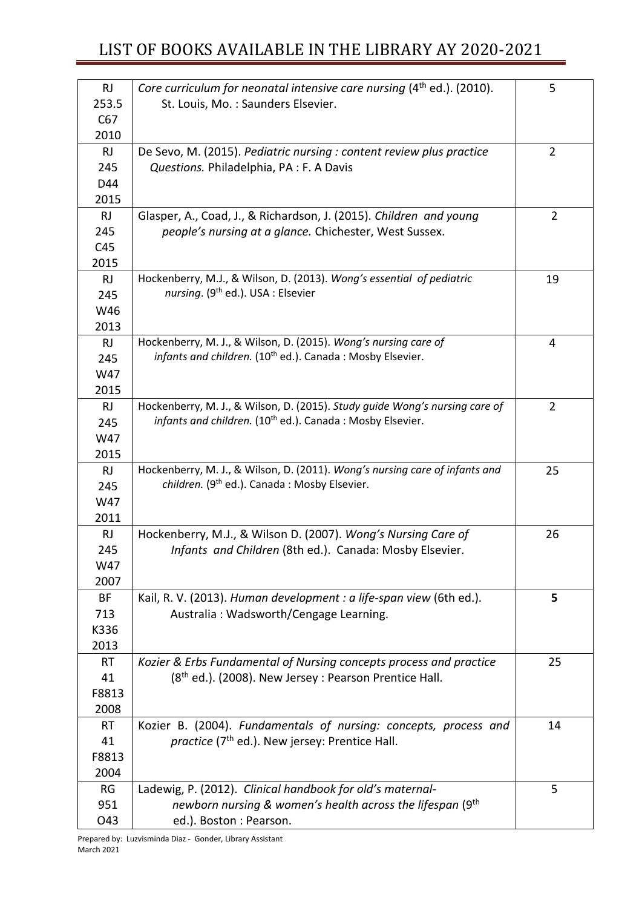# LIST OF BOOKS AVAILABLE IN THE LIBRARY AY 2020-2021

| | | |
|---|---|---|
| RJ 253.5 C67 2010 | *Core curriculum for neonatal intensive care nursing* (4th ed.). (2010). St. Louis, Mo. : Saunders Elsevier. | 5 |
| RJ 245 D44 2015 | De Sevo, M. (2015). *Pediatric nursing : content review plus practice Questions.* Philadelphia, PA : F. A Davis | 2 |
| RJ 245 C45 2015 | Glasper, A., Coad, J., & Richardson, J. (2015). *Children and young people's nursing at a glance.* Chichester, West Sussex. | 2 |
| RJ 245 W46 2013 | Hockenberry, M.J., & Wilson, D. (2013). *Wong's essential of pediatric nursing*. (9th ed.). USA : Elsevier | 19 |
| RJ 245 W47 2015 | Hockenberry, M. J., & Wilson, D. (2015). *Wong's nursing care of infants and children.* (10th ed.). Canada : Mosby Elsevier. | 4 |
| RJ 245 W47 2015 | Hockenberry, M. J., & Wilson, D. (2015). *Study guide Wong's nursing care of infants and children.* (10th ed.). Canada : Mosby Elsevier. | 2 |
| RJ 245 W47 2011 | Hockenberry, M. J., & Wilson, D. (2011). *Wong's nursing care of infants and children.* (9th ed.). Canada : Mosby Elsevier. | 25 |
| RJ 245 W47 2007 | Hockenberry, M.J., & Wilson D. (2007). *Wong's Nursing Care of Infants and Children* (8th ed.). Canada: Mosby Elsevier. | 26 |
| BF 713 K336 2013 | Kail, R. V. (2013). *Human development : a life-span view* (6th ed.). Australia : Wadsworth/Cengage Learning. | **5** |
| RT 41 F8813 2008 | *Kozier & Erbs Fundamental of Nursing concepts process and practice* (8th ed.). (2008). New Jersey : Pearson Prentice Hall. | 25 |
| RT 41 F8813 2004 | Kozier B. (2004). *Fundamentals of nursing: concepts, process and practice* (7th ed.). New jersey: Prentice Hall. | 14 |
| RG 951 O43 | Ladewig, P. (2012). *Clinical handbook for old's maternal-newborn nursing & women's health across the lifespan* (9th ed.). Boston : Pearson. | 5 |

Prepared by: Luzvisminda Diaz - Gonder, Library Assistant
March 2021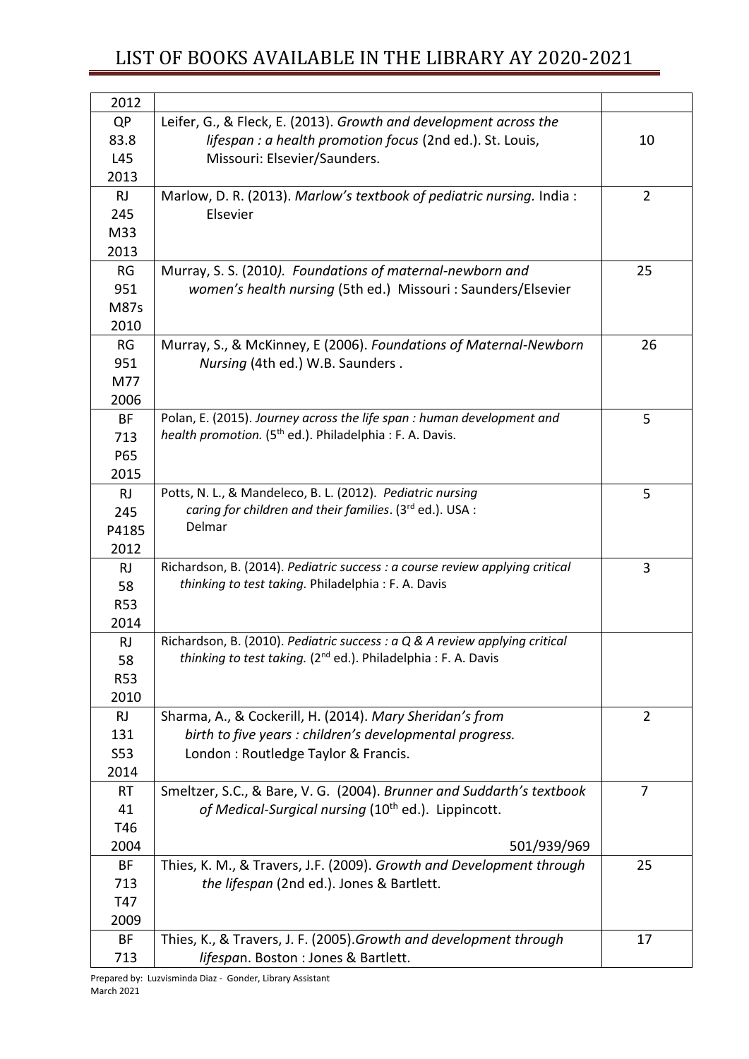| | | |
|---|---|---|
| 2012 | | |
| QP 83.8 L45 2013 | Leifer, G., & Fleck, E. (2013). *Growth and development across the lifespan : a health promotion focus* (2nd ed.). St. Louis, Missouri: Elsevier/Saunders. | 10 |
| RJ 245 M33 2013 | Marlow, D. R. (2013). *Marlow's textbook of pediatric nursing.* India : Elsevier | 2 |
| RG 951 M87s 2010 | Murray, S. S. (2010*). Foundations of maternal-newborn and women's health nursing* (5th ed.) Missouri : Saunders/Elsevier | 25 |
| RG 951 M77 2006 | Murray, S., & McKinney, E (2006). *Foundations of Maternal-Newborn Nursing* (4th ed.) W.B. Saunders . | 26 |
| BF 713 P65 2015 | Polan, E. (2015). *Journey across the life span : human development and health promotion.* (5th ed.). Philadelphia : F. A. Davis. | 5 |
| RJ 245 P4185 2012 | Potts, N. L., & Mandeleco, B. L. (2012). *Pediatric nursing caring for children and their families*. (3rd ed.). USA : Delmar | 5 |
| RJ 58 R53 2014 | Richardson, B. (2014). *Pediatric success : a course review applying critical thinking to test taking.* Philadelphia : F. A. Davis | 3 |
| RJ 58 R53 2010 | Richardson, B. (2010). *Pediatric success : a Q & A review applying critical thinking to test taking.* (2nd ed.). Philadelphia : F. A. Davis | |
| RJ 131 S53 2014 | Sharma, A., & Cockerill, H. (2014). *Mary Sheridan's from birth to five years : children's developmental progress.* London : Routledge Taylor & Francis. | 2 |
| RT 41 T46 2004 | Smeltzer, S.C., & Bare, V. G. (2004). *Brunner and Suddarth's textbook of Medical-Surgical nursing* (10th ed.). Lippincott. 501/939/969 | 7 |
| BF 713 T47 2009 | Thies, K. M., & Travers, J.F. (2009). *Growth and Development through the lifespan* (2nd ed.). Jones & Bartlett. | 25 |
| BF 713 | Thies, K., & Travers, J. F. (2005).*Growth and development through lifespan*. Boston : Jones & Bartlett. | 17 |

Prepared by: Luzvisminda Diaz - Gonder, Library Assistant
March 2021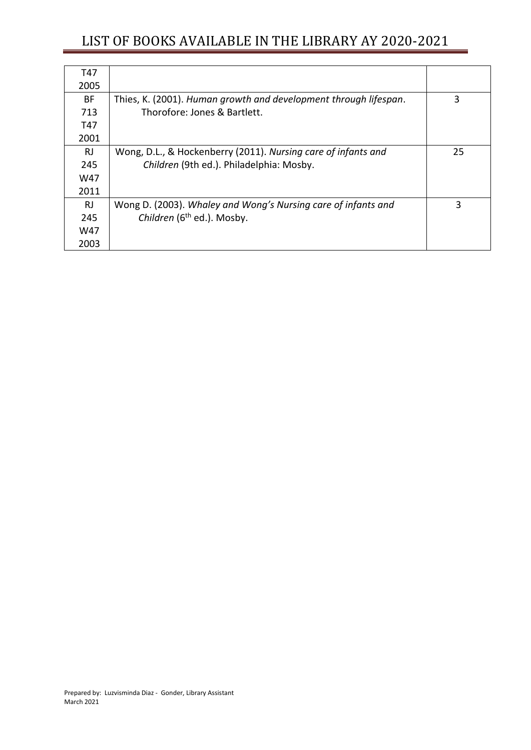| | | |
|---|---|---|
| T47 2005 | | |
| BF 713 T47 2001 | Thies, K. (2001). *Human growth and development through lifespan*. Thorofore: Jones & Bartlett. | 3 |
| RJ 245 W47 2011 | Wong, D.L., & Hockenberry (2011). *Nursing care of infants and Children* (9th ed.). Philadelphia: Mosby. | 25 |
| RJ 245 W47 2003 | Wong D. (2003). *Whaley and Wong's Nursing care of infants and Children* (6th ed.). Mosby. | 3 |

Prepared by: Luzvisminda Diaz - Gonder, Library Assistant
March 2021